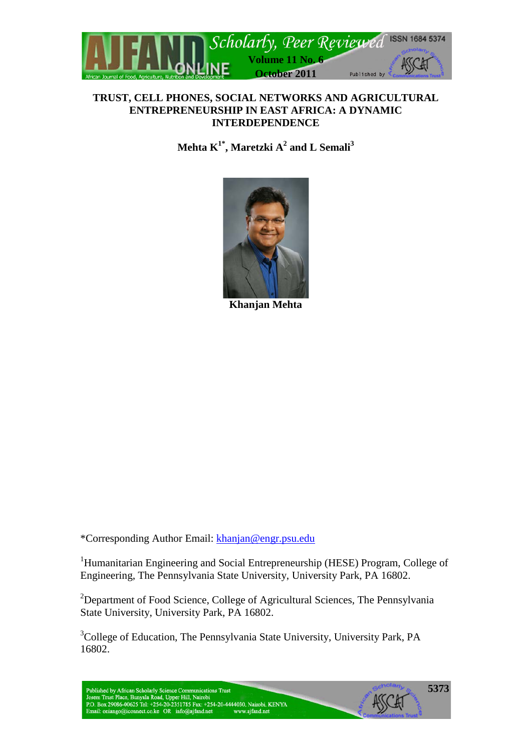# TRUST, CELL PHONES, SOCIAL NETWORKS AND AGRICULTURAL ENTREPRENEURSHIP IN EAST AFRICA: A DYNAMIC INTERDEPENDENCE

**Mehta K[1*], Maretzki A[2] and L Semali[3]**

**Khanjan Mehta**

*Corresponding Author Email: khanjan@engr.psu.edu

[1]Humanitarian Engineering and Social Entrepreneurship (HESE) Program, College of Engineering, The Pennsylvania State University, University Park, PA 16802.

[2]Department of Food Science, College of Agricultural Sciences, The Pennsylvania State University, University Park, PA 16802.

[3]College of Education, The Pennsylvania State University, University Park, PA 16802.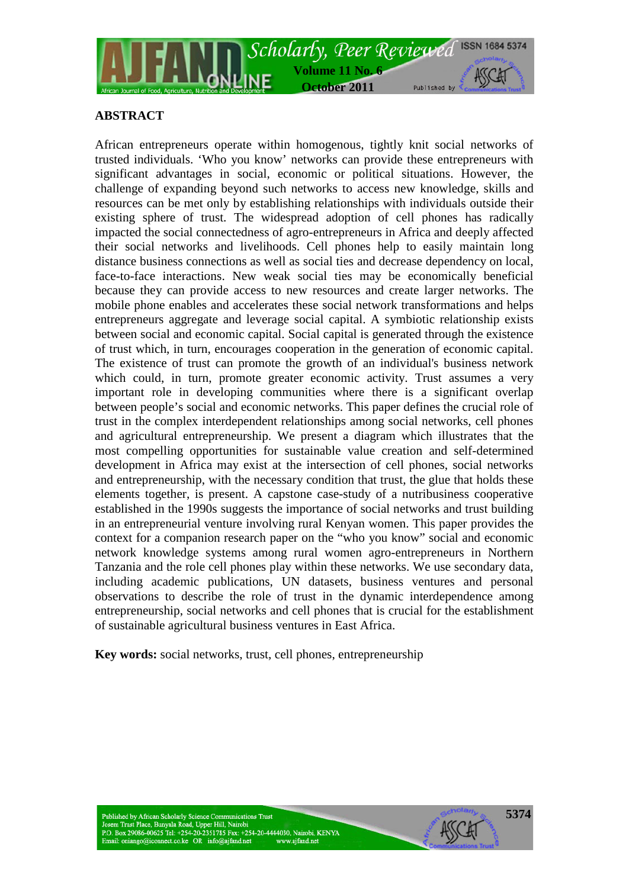## ABSTRACT

African entrepreneurs operate within homogenous, tightly knit social networks of trusted individuals. 'Who you know' networks can provide these entrepreneurs with significant advantages in social, economic or political situations. However, the challenge of expanding beyond such networks to access new knowledge, skills and resources can be met not only by establishing relationships with individuals outside their existing sphere of trust. The widespread adoption of cell phones has radically impacted the social connectedness of agro-entrepreneurs in Africa and deeply affected their social networks and livelihoods. Cell phones help to easily maintain long distance business connections as well as social ties and decrease dependency on local, face-to-face interactions. New weak social ties may be economically beneficial because they can provide access to new resources and create larger networks. The mobile phone enables and accelerates these social network transformations and helps entrepreneurs aggregate and leverage social capital. A symbiotic relationship exists between social and economic capital. Social capital is generated through the existence of trust which, in turn, encourages cooperation in the generation of economic capital. The existence of trust can promote the growth of an individual's business network which could, in turn, promote greater economic activity. Trust assumes a very important role in developing communities where there is a significant overlap between people's social and economic networks. This paper defines the crucial role of trust in the complex interdependent relationships among social networks, cell phones and agricultural entrepreneurship. We present a diagram which illustrates that the most compelling opportunities for sustainable value creation and self-determined development in Africa may exist at the intersection of cell phones, social networks and entrepreneurship, with the necessary condition that trust, the glue that holds these elements together, is present. A capstone case-study of a nutribusiness cooperative established in the 1990s suggests the importance of social networks and trust building in an entrepreneurial venture involving rural Kenyan women. This paper provides the context for a companion research paper on the "who you know" social and economic network knowledge systems among rural women agro-entrepreneurs in Northern Tanzania and the role cell phones play within these networks. We use secondary data, including academic publications, UN datasets, business ventures and personal observations to describe the role of trust in the dynamic interdependence among entrepreneurship, social networks and cell phones that is crucial for the establishment of sustainable agricultural business ventures in East Africa.

**Key words:** social networks, trust, cell phones, entrepreneurship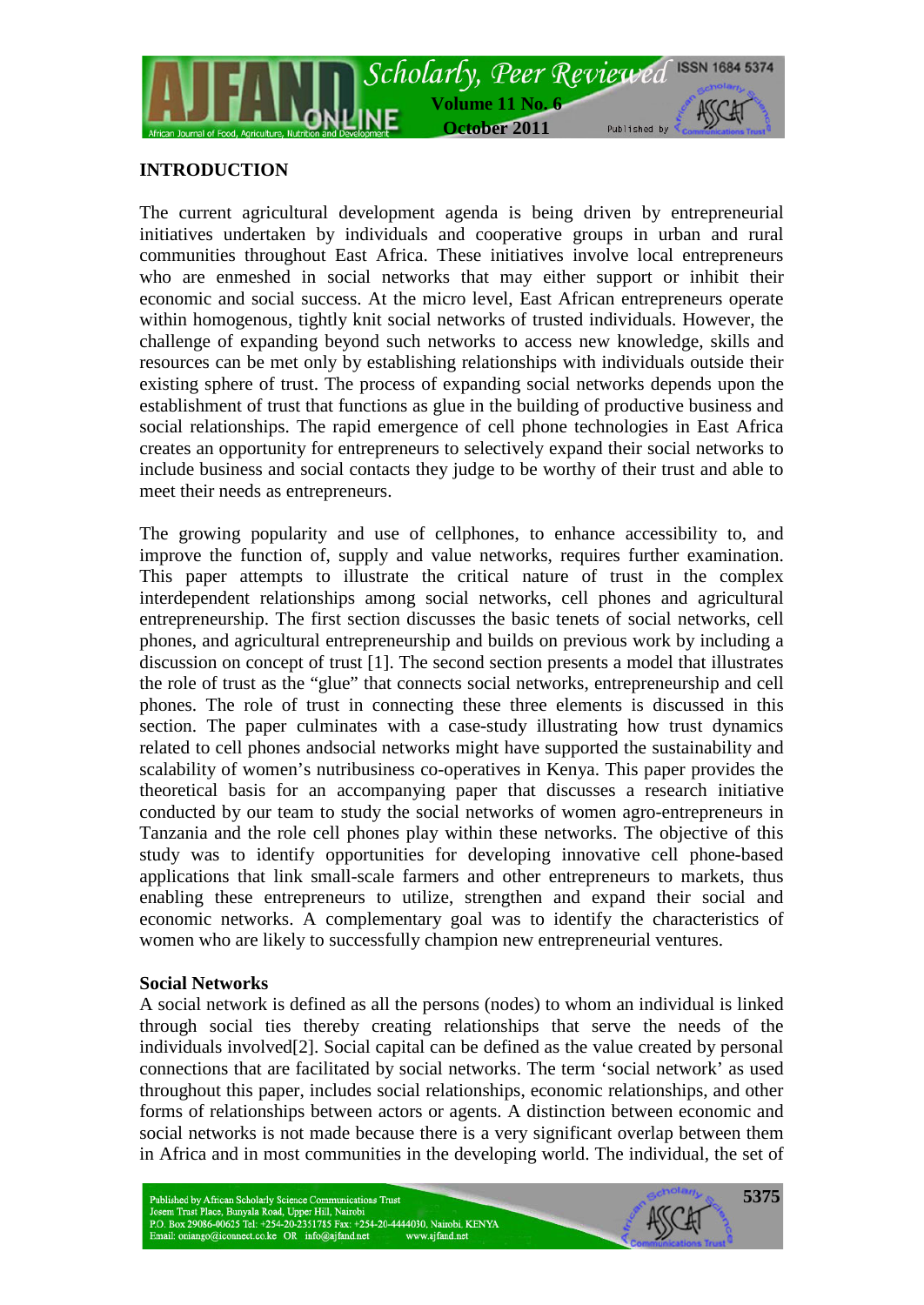## INTRODUCTION

The current agricultural development agenda is being driven by entrepreneurial initiatives undertaken by individuals and cooperative groups in urban and rural communities throughout East Africa. These initiatives involve local entrepreneurs who are enmeshed in social networks that may either support or inhibit their economic and social success. At the micro level, East African entrepreneurs operate within homogenous, tightly knit social networks of trusted individuals. However, the challenge of expanding beyond such networks to access new knowledge, skills and resources can be met only by establishing relationships with individuals outside their existing sphere of trust. The process of expanding social networks depends upon the establishment of trust that functions as glue in the building of productive business and social relationships. The rapid emergence of cell phone technologies in East Africa creates an opportunity for entrepreneurs to selectively expand their social networks to include business and social contacts they judge to be worthy of their trust and able to meet their needs as entrepreneurs.

The growing popularity and use of cellphones, to enhance accessibility to, and improve the function of, supply and value networks, requires further examination. This paper attempts to illustrate the critical nature of trust in the complex interdependent relationships among social networks, cell phones and agricultural entrepreneurship. The first section discusses the basic tenets of social networks, cell phones, and agricultural entrepreneurship and builds on previous work by including a discussion on concept of trust [1]. The second section presents a model that illustrates the role of trust as the "glue" that connects social networks, entrepreneurship and cell phones. The role of trust in connecting these three elements is discussed in this section. The paper culminates with a case-study illustrating how trust dynamics related to cell phones andsocial networks might have supported the sustainability and scalability of women's nutribusiness co-operatives in Kenya. This paper provides the theoretical basis for an accompanying paper that discusses a research initiative conducted by our team to study the social networks of women agro-entrepreneurs in Tanzania and the role cell phones play within these networks. The objective of this study was to identify opportunities for developing innovative cell phone-based applications that link small-scale farmers and other entrepreneurs to markets, thus enabling these entrepreneurs to utilize, strengthen and expand their social and economic networks. A complementary goal was to identify the characteristics of women who are likely to successfully champion new entrepreneurial ventures.

### Social Networks

A social network is defined as all the persons (nodes) to whom an individual is linked through social ties thereby creating relationships that serve the needs of the individuals involved[2]. Social capital can be defined as the value created by personal connections that are facilitated by social networks. The term 'social network' as used throughout this paper, includes social relationships, economic relationships, and other forms of relationships between actors or agents. A distinction between economic and social networks is not made because there is a very significant overlap between them in Africa and in most communities in the developing world. The individual, the set of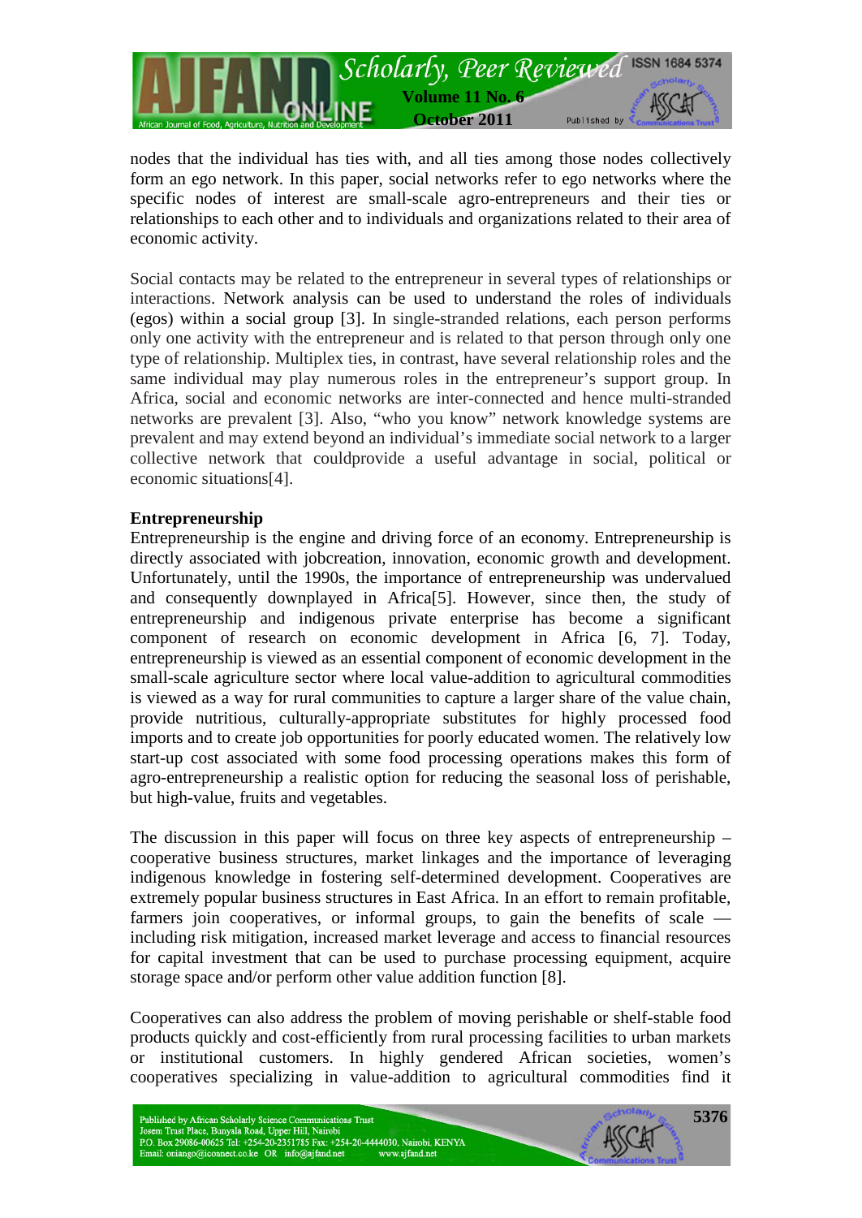nodes that the individual has ties with, and all ties among those nodes collectively form an ego network. In this paper, social networks refer to ego networks where the specific nodes of interest are small-scale agro-entrepreneurs and their ties or relationships to each other and to individuals and organizations related to their area of economic activity.

Social contacts may be related to the entrepreneur in several types of relationships or interactions. Network analysis can be used to understand the roles of individuals (egos) within a social group [3]. In single-stranded relations, each person performs only one activity with the entrepreneur and is related to that person through only one type of relationship. Multiplex ties, in contrast, have several relationship roles and the same individual may play numerous roles in the entrepreneur's support group. In Africa, social and economic networks are inter-connected and hence multi-stranded networks are prevalent [3]. Also, "who you know" network knowledge systems are prevalent and may extend beyond an individual's immediate social network to a larger collective network that couldprovide a useful advantage in social, political or economic situations[4].

**Entrepreneurship**

Entrepreneurship is the engine and driving force of an economy. Entrepreneurship is directly associated with jobcreation, innovation, economic growth and development. Unfortunately, until the 1990s, the importance of entrepreneurship was undervalued and consequently downplayed in Africa[5]. However, since then, the study of entrepreneurship and indigenous private enterprise has become a significant component of research on economic development in Africa [6, 7]. Today, entrepreneurship is viewed as an essential component of economic development in the small-scale agriculture sector where local value-addition to agricultural commodities is viewed as a way for rural communities to capture a larger share of the value chain, provide nutritious, culturally-appropriate substitutes for highly processed food imports and to create job opportunities for poorly educated women. The relatively low start-up cost associated with some food processing operations makes this form of agro-entrepreneurship a realistic option for reducing the seasonal loss of perishable, but high-value, fruits and vegetables.

The discussion in this paper will focus on three key aspects of entrepreneurship – cooperative business structures, market linkages and the importance of leveraging indigenous knowledge in fostering self-determined development. Cooperatives are extremely popular business structures in East Africa. In an effort to remain profitable, farmers join cooperatives, or informal groups, to gain the benefits of scale — including risk mitigation, increased market leverage and access to financial resources for capital investment that can be used to purchase processing equipment, acquire storage space and/or perform other value addition function [8].

Cooperatives can also address the problem of moving perishable or shelf-stable food products quickly and cost-efficiently from rural processing facilities to urban markets or institutional customers. In highly gendered African societies, women's cooperatives specializing in value-addition to agricultural commodities find it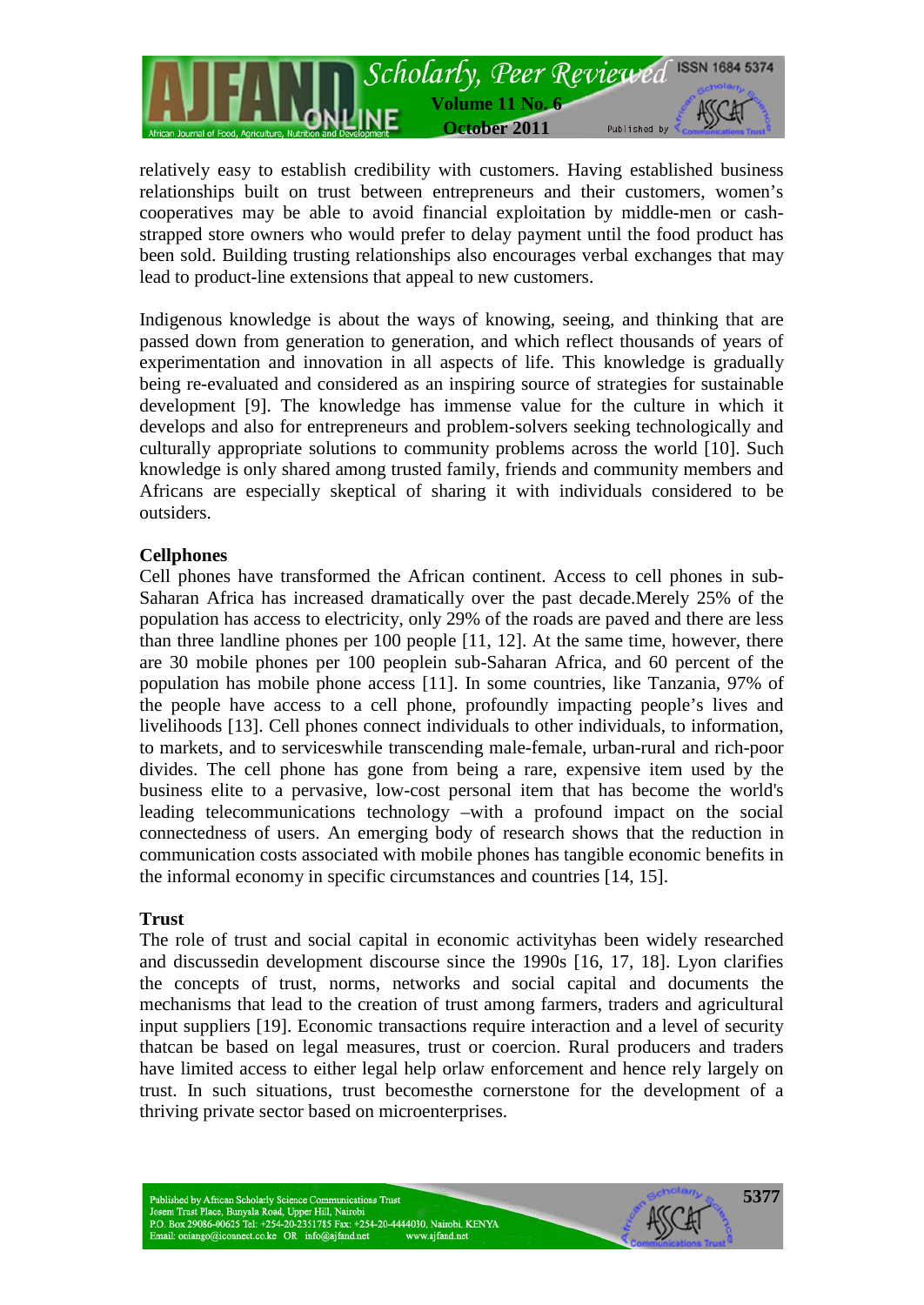relatively easy to establish credibility with customers. Having established business relationships built on trust between entrepreneurs and their customers, women's cooperatives may be able to avoid financial exploitation by middle-men or cash-strapped store owners who would prefer to delay payment until the food product has been sold. Building trusting relationships also encourages verbal exchanges that may lead to product-line extensions that appeal to new customers.

Indigenous knowledge is about the ways of knowing, seeing, and thinking that are passed down from generation to generation, and which reflect thousands of years of experimentation and innovation in all aspects of life. This knowledge is gradually being re-evaluated and considered as an inspiring source of strategies for sustainable development [9]. The knowledge has immense value for the culture in which it develops and also for entrepreneurs and problem-solvers seeking technologically and culturally appropriate solutions to community problems across the world [10]. Such knowledge is only shared among trusted family, friends and community members and Africans are especially skeptical of sharing it with individuals considered to be outsiders.

**Cellphones**

Cell phones have transformed the African continent. Access to cell phones in sub-Saharan Africa has increased dramatically over the past decade.Merely 25% of the population has access to electricity, only 29% of the roads are paved and there are less than three landline phones per 100 people [11, 12]. At the same time, however, there are 30 mobile phones per 100 peoplein sub-Saharan Africa, and 60 percent of the population has mobile phone access [11]. In some countries, like Tanzania, 97% of the people have access to a cell phone, profoundly impacting people's lives and livelihoods [13]. Cell phones connect individuals to other individuals, to information, to markets, and to serviceswhile transcending male-female, urban-rural and rich-poor divides. The cell phone has gone from being a rare, expensive item used by the business elite to a pervasive, low-cost personal item that has become the world's leading telecommunications technology –with a profound impact on the social connectedness of users. An emerging body of research shows that the reduction in communication costs associated with mobile phones has tangible economic benefits in the informal economy in specific circumstances and countries [14, 15].

**Trust**

The role of trust and social capital in economic activityhas been widely researched and discussedin development discourse since the 1990s [16, 17, 18]. Lyon clarifies the concepts of trust, norms, networks and social capital and documents the mechanisms that lead to the creation of trust among farmers, traders and agricultural input suppliers [19]. Economic transactions require interaction and a level of security thatcan be based on legal measures, trust or coercion. Rural producers and traders have limited access to either legal help orlaw enforcement and hence rely largely on trust. In such situations, trust becomesthe cornerstone for the development of a thriving private sector based on microenterprises.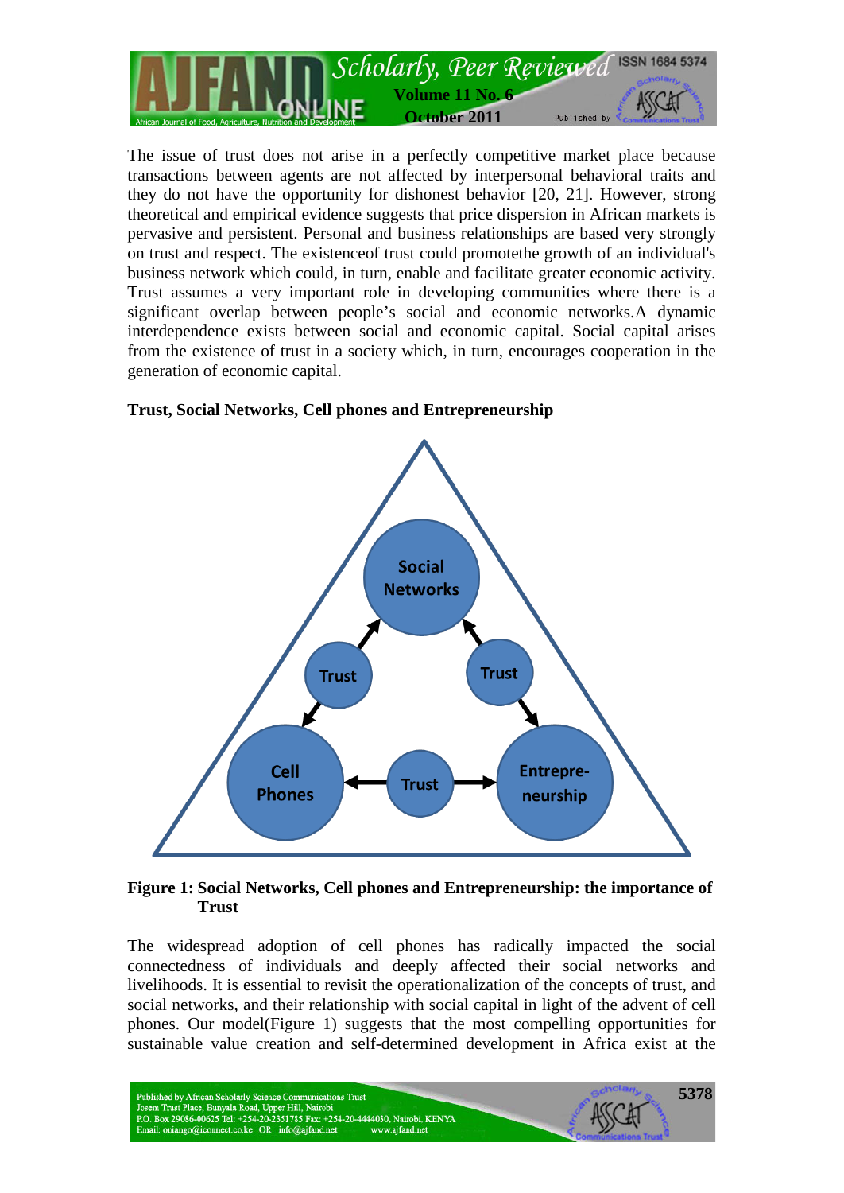The issue of trust does not arise in a perfectly competitive market place because transactions between agents are not affected by interpersonal behavioral traits and they do not have the opportunity for dishonest behavior [20, 21]. However, strong theoretical and empirical evidence suggests that price dispersion in African markets is pervasive and persistent. Personal and business relationships are based very strongly on trust and respect. The existenceof trust could promotethe growth of an individual's business network which could, in turn, enable and facilitate greater economic activity. Trust assumes a very important role in developing communities where there is a significant overlap between people's social and economic networks.A dynamic interdependence exists between social and economic capital. Social capital arises from the existence of trust in a society which, in turn, encourages cooperation in the generation of economic capital.

**Trust, Social Networks, Cell phones and Entrepreneurship**

**Figure 1: Social Networks, Cell phones and Entrepreneurship: the importance of Trust**

The widespread adoption of cell phones has radically impacted the social connectedness of individuals and deeply affected their social networks and livelihoods. It is essential to revisit the operationalization of the concepts of trust, and social networks, and their relationship with social capital in light of the advent of cell phones. Our model(Figure 1) suggests that the most compelling opportunities for sustainable value creation and self-determined development in Africa exist at the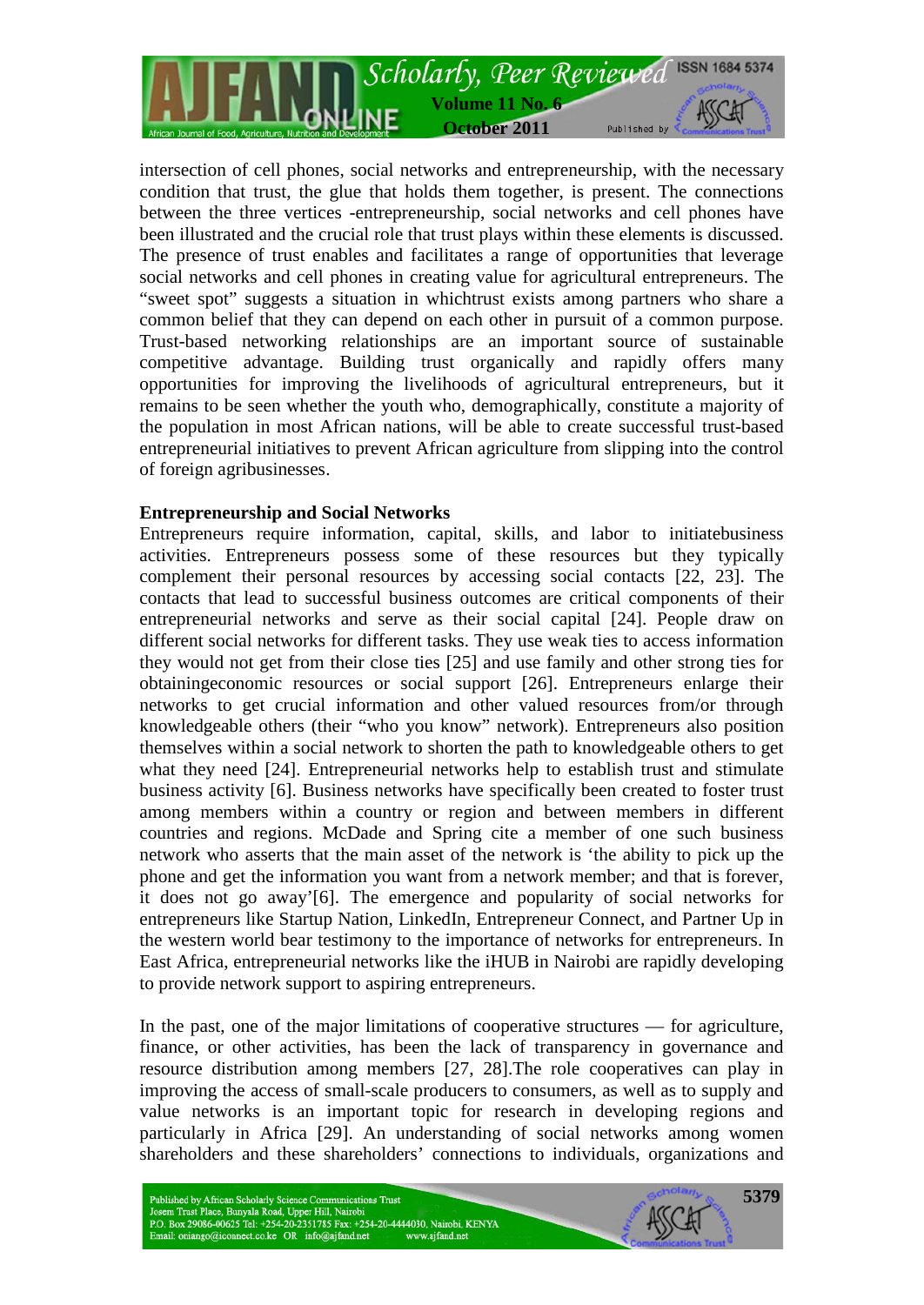intersection of cell phones, social networks and entrepreneurship, with the necessary condition that trust, the glue that holds them together, is present. The connections between the three vertices -entrepreneurship, social networks and cell phones have been illustrated and the crucial role that trust plays within these elements is discussed. The presence of trust enables and facilitates a range of opportunities that leverage social networks and cell phones in creating value for agricultural entrepreneurs. The "sweet spot" suggests a situation in whichtrust exists among partners who share a common belief that they can depend on each other in pursuit of a common purpose. Trust-based networking relationships are an important source of sustainable competitive advantage. Building trust organically and rapidly offers many opportunities for improving the livelihoods of agricultural entrepreneurs, but it remains to be seen whether the youth who, demographically, constitute a majority of the population in most African nations, will be able to create successful trust-based entrepreneurial initiatives to prevent African agriculture from slipping into the control of foreign agribusinesses.

**Entrepreneurship and Social Networks**

Entrepreneurs require information, capital, skills, and labor to initiatebusiness activities. Entrepreneurs possess some of these resources but they typically complement their personal resources by accessing social contacts [22, 23]. The contacts that lead to successful business outcomes are critical components of their entrepreneurial networks and serve as their social capital [24]. People draw on different social networks for different tasks. They use weak ties to access information they would not get from their close ties [25] and use family and other strong ties for obtainingeconomic resources or social support [26]. Entrepreneurs enlarge their networks to get crucial information and other valued resources from/or through knowledgeable others (their "who you know" network). Entrepreneurs also position themselves within a social network to shorten the path to knowledgeable others to get what they need [24]. Entrepreneurial networks help to establish trust and stimulate business activity [6]. Business networks have specifically been created to foster trust among members within a country or region and between members in different countries and regions. McDade and Spring cite a member of one such business network who asserts that the main asset of the network is 'the ability to pick up the phone and get the information you want from a network member; and that is forever, it does not go away'[6]. The emergence and popularity of social networks for entrepreneurs like Startup Nation, LinkedIn, Entrepreneur Connect, and Partner Up in the western world bear testimony to the importance of networks for entrepreneurs. In East Africa, entrepreneurial networks like the iHUB in Nairobi are rapidly developing to provide network support to aspiring entrepreneurs.

In the past, one of the major limitations of cooperative structures — for agriculture, finance, or other activities, has been the lack of transparency in governance and resource distribution among members [27, 28].The role cooperatives can play in improving the access of small-scale producers to consumers, as well as to supply and value networks is an important topic for research in developing regions and particularly in Africa [29]. An understanding of social networks among women shareholders and these shareholders' connections to individuals, organizations and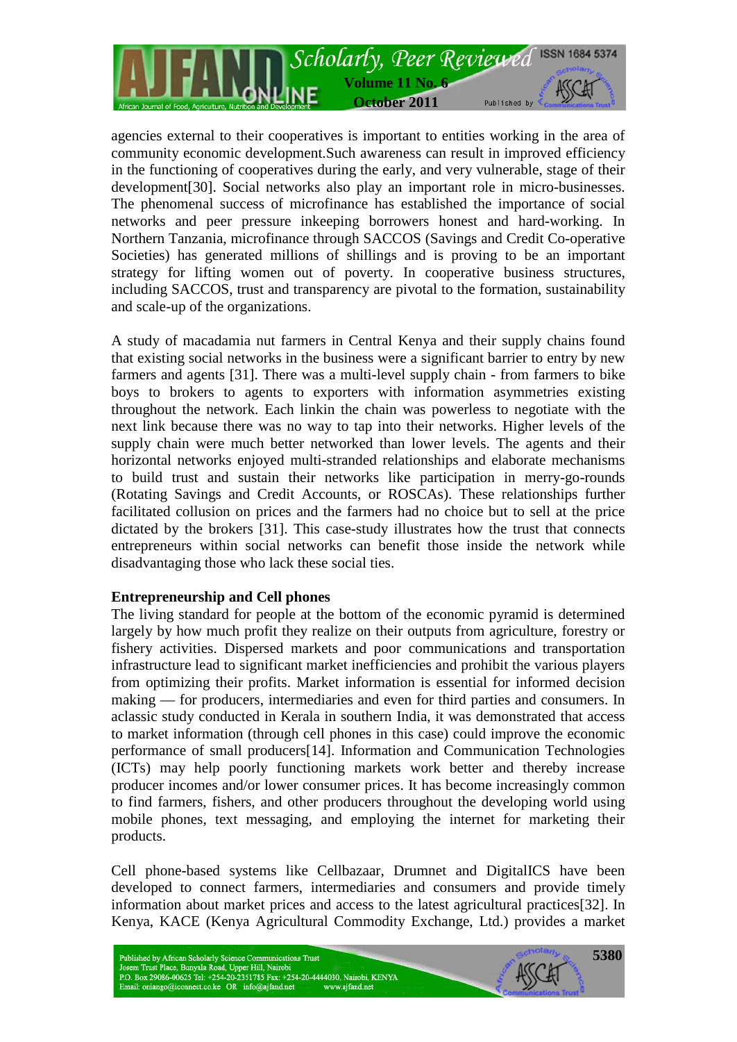agencies external to their cooperatives is important to entities working in the area of community economic development.Such awareness can result in improved efficiency in the functioning of cooperatives during the early, and very vulnerable, stage of their development[30]. Social networks also play an important role in micro-businesses. The phenomenal success of microfinance has established the importance of social networks and peer pressure inkeeping borrowers honest and hard-working. In Northern Tanzania, microfinance through SACCOS (Savings and Credit Co-operative Societies) has generated millions of shillings and is proving to be an important strategy for lifting women out of poverty. In cooperative business structures, including SACCOS, trust and transparency are pivotal to the formation, sustainability and scale-up of the organizations.

A study of macadamia nut farmers in Central Kenya and their supply chains found that existing social networks in the business were a significant barrier to entry by new farmers and agents [31]. There was a multi-level supply chain - from farmers to bike boys to brokers to agents to exporters with information asymmetries existing throughout the network. Each linkin the chain was powerless to negotiate with the next link because there was no way to tap into their networks. Higher levels of the supply chain were much better networked than lower levels. The agents and their horizontal networks enjoyed multi-stranded relationships and elaborate mechanisms to build trust and sustain their networks like participation in merry-go-rounds (Rotating Savings and Credit Accounts, or ROSCAs). These relationships further facilitated collusion on prices and the farmers had no choice but to sell at the price dictated by the brokers [31]. This case-study illustrates how the trust that connects entrepreneurs within social networks can benefit those inside the network while disadvantaging those who lack these social ties.

**Entrepreneurship and Cell phones**

The living standard for people at the bottom of the economic pyramid is determined largely by how much profit they realize on their outputs from agriculture, forestry or fishery activities. Dispersed markets and poor communications and transportation infrastructure lead to significant market inefficiencies and prohibit the various players from optimizing their profits. Market information is essential for informed decision making — for producers, intermediaries and even for third parties and consumers. In aclassic study conducted in Kerala in southern India, it was demonstrated that access to market information (through cell phones in this case) could improve the economic performance of small producers[14]. Information and Communication Technologies (ICTs) may help poorly functioning markets work better and thereby increase producer incomes and/or lower consumer prices. It has become increasingly common to find farmers, fishers, and other producers throughout the developing world using mobile phones, text messaging, and employing the internet for marketing their products.

Cell phone-based systems like Cellbazaar, Drumnet and DigitalICS have been developed to connect farmers, intermediaries and consumers and provide timely information about market prices and access to the latest agricultural practices[32]. In Kenya, KACE (Kenya Agricultural Commodity Exchange, Ltd.) provides a market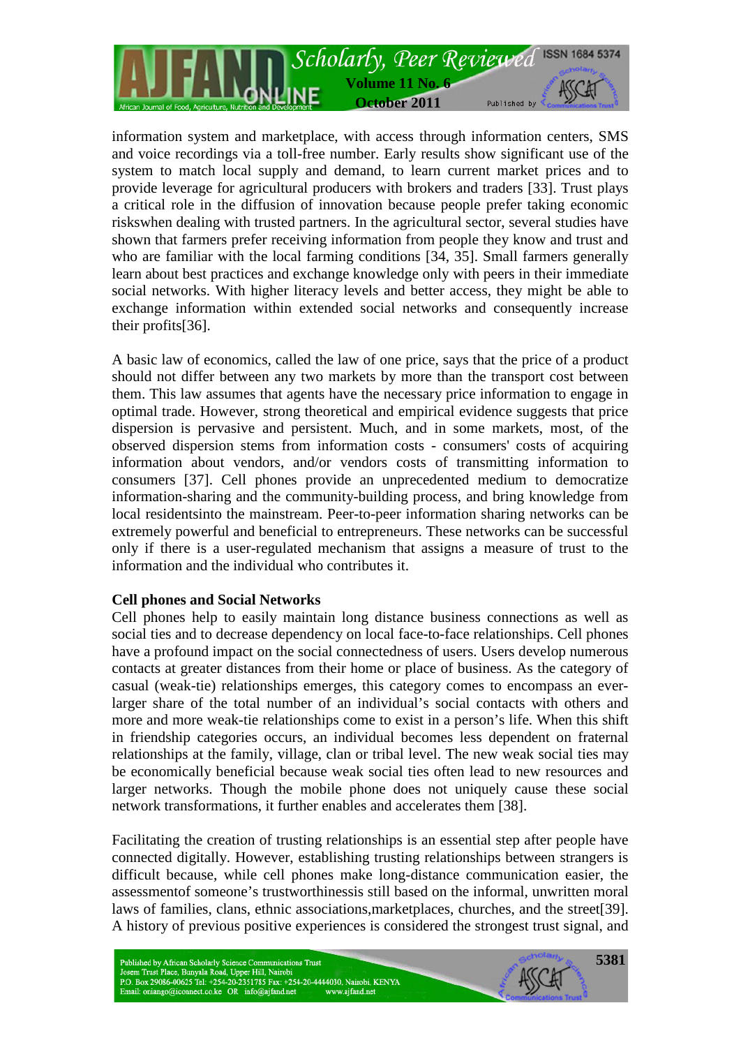information system and marketplace, with access through information centers, SMS and voice recordings via a toll-free number. Early results show significant use of the system to match local supply and demand, to learn current market prices and to provide leverage for agricultural producers with brokers and traders [33]. Trust plays a critical role in the diffusion of innovation because people prefer taking economic riskswhen dealing with trusted partners. In the agricultural sector, several studies have shown that farmers prefer receiving information from people they know and trust and who are familiar with the local farming conditions [34, 35]. Small farmers generally learn about best practices and exchange knowledge only with peers in their immediate social networks. With higher literacy levels and better access, they might be able to exchange information within extended social networks and consequently increase their profits[36].

A basic law of economics, called the law of one price, says that the price of a product should not differ between any two markets by more than the transport cost between them. This law assumes that agents have the necessary price information to engage in optimal trade. However, strong theoretical and empirical evidence suggests that price dispersion is pervasive and persistent. Much, and in some markets, most, of the observed dispersion stems from information costs - consumers' costs of acquiring information about vendors, and/or vendors costs of transmitting information to consumers [37]. Cell phones provide an unprecedented medium to democratize information-sharing and the community-building process, and bring knowledge from local residentsinto the mainstream. Peer-to-peer information sharing networks can be extremely powerful and beneficial to entrepreneurs. These networks can be successful only if there is a user-regulated mechanism that assigns a measure of trust to the information and the individual who contributes it.

**Cell phones and Social Networks**

Cell phones help to easily maintain long distance business connections as well as social ties and to decrease dependency on local face-to-face relationships. Cell phones have a profound impact on the social connectedness of users. Users develop numerous contacts at greater distances from their home or place of business. As the category of casual (weak-tie) relationships emerges, this category comes to encompass an ever-larger share of the total number of an individual's social contacts with others and more and more weak-tie relationships come to exist in a person's life. When this shift in friendship categories occurs, an individual becomes less dependent on fraternal relationships at the family, village, clan or tribal level. The new weak social ties may be economically beneficial because weak social ties often lead to new resources and larger networks. Though the mobile phone does not uniquely cause these social network transformations, it further enables and accelerates them [38].

Facilitating the creation of trusting relationships is an essential step after people have connected digitally. However, establishing trusting relationships between strangers is difficult because, while cell phones make long-distance communication easier, the assessmentof someone's trustworthinessis still based on the informal, unwritten moral laws of families, clans, ethnic associations,marketplaces, churches, and the street[39]. A history of previous positive experiences is considered the strongest trust signal, and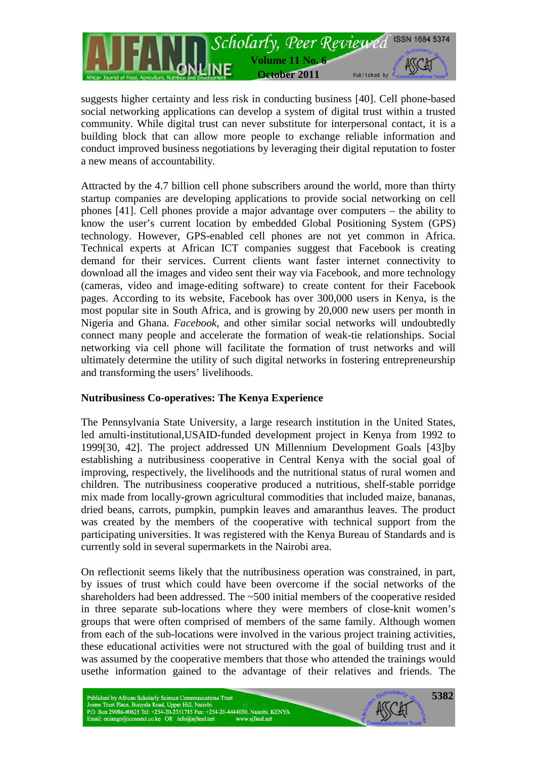suggests higher certainty and less risk in conducting business [40]. Cell phone-based social networking applications can develop a system of digital trust within a trusted community. While digital trust can never substitute for interpersonal contact, it is a building block that can allow more people to exchange reliable information and conduct improved business negotiations by leveraging their digital reputation to foster a new means of accountability.

Attracted by the 4.7 billion cell phone subscribers around the world, more than thirty startup companies are developing applications to provide social networking on cell phones [41]. Cell phones provide a major advantage over computers – the ability to know the user's current location by embedded Global Positioning System (GPS) technology. However, GPS-enabled cell phones are not yet common in Africa. Technical experts at African ICT companies suggest that Facebook is creating demand for their services. Current clients want faster internet connectivity to download all the images and video sent their way via Facebook, and more technology (cameras, video and image-editing software) to create content for their Facebook pages. According to its website, Facebook has over 300,000 users in Kenya, is the most popular site in South Africa, and is growing by 20,000 new users per month in Nigeria and Ghana. *Facebook*, and other similar social networks will undoubtedly connect many people and accelerate the formation of weak-tie relationships. Social networking via cell phone will facilitate the formation of trust networks and will ultimately determine the utility of such digital networks in fostering entrepreneurship and transforming the users' livelihoods.

**Nutribusiness Co-operatives: The Kenya Experience**

The Pennsylvania State University, a large research institution in the United States, led amulti-institutional,USAID-funded development project in Kenya from 1992 to 1999[30, 42]. The project addressed UN Millennium Development Goals [43]by establishing a nutribusiness cooperative in Central Kenya with the social goal of improving, respectively, the livelihoods and the nutritional status of rural women and children. The nutribusiness cooperative produced a nutritious, shelf-stable porridge mix made from locally-grown agricultural commodities that included maize, bananas, dried beans, carrots, pumpkin, pumpkin leaves and amaranthus leaves. The product was created by the members of the cooperative with technical support from the participating universities. It was registered with the Kenya Bureau of Standards and is currently sold in several supermarkets in the Nairobi area.

On reflectionit seems likely that the nutribusiness operation was constrained, in part, by issues of trust which could have been overcome if the social networks of the shareholders had been addressed. The ~500 initial members of the cooperative resided in three separate sub-locations where they were members of close-knit women's groups that were often comprised of members of the same family. Although women from each of the sub-locations were involved in the various project training activities, these educational activities were not structured with the goal of building trust and it was assumed by the cooperative members that those who attended the trainings would usethe information gained to the advantage of their relatives and friends. The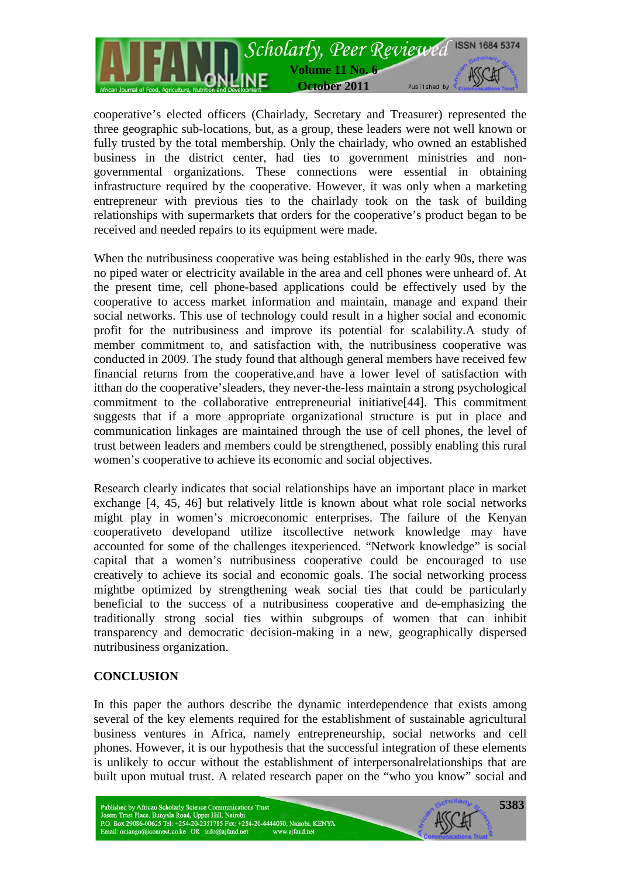cooperative's elected officers (Chairlady, Secretary and Treasurer) represented the three geographic sub-locations, but, as a group, these leaders were not well known or fully trusted by the total membership. Only the chairlady, who owned an established business in the district center, had ties to government ministries and non-governmental organizations. These connections were essential in obtaining infrastructure required by the cooperative. However, it was only when a marketing entrepreneur with previous ties to the chairlady took on the task of building relationships with supermarkets that orders for the cooperative's product began to be received and needed repairs to its equipment were made.

When the nutribusiness cooperative was being established in the early 90s, there was no piped water or electricity available in the area and cell phones were unheard of. At the present time, cell phone-based applications could be effectively used by the cooperative to access market information and maintain, manage and expand their social networks. This use of technology could result in a higher social and economic profit for the nutribusiness and improve its potential for scalability.A study of member commitment to, and satisfaction with, the nutribusiness cooperative was conducted in 2009. The study found that although general members have received few financial returns from the cooperative,and have a lower level of satisfaction with itthan do the cooperative'sleaders, they never-the-less maintain a strong psychological commitment to the collaborative entrepreneurial initiative[44]. This commitment suggests that if a more appropriate organizational structure is put in place and communication linkages are maintained through the use of cell phones, the level of trust between leaders and members could be strengthened, possibly enabling this rural women's cooperative to achieve its economic and social objectives.

Research clearly indicates that social relationships have an important place in market exchange [4, 45, 46] but relatively little is known about what role social networks might play in women's microeconomic enterprises. The failure of the Kenyan cooperativeto developand utilize itscollective network knowledge may have accounted for some of the challenges itexperienced. "Network knowledge" is social capital that a women's nutribusiness cooperative could be encouraged to use creatively to achieve its social and economic goals. The social networking process mightbe optimized by strengthening weak social ties that could be particularly beneficial to the success of a nutribusiness cooperative and de-emphasizing the traditionally strong social ties within subgroups of women that can inhibit transparency and democratic decision-making in a new, geographically dispersed nutribusiness organization.

## CONCLUSION

In this paper the authors describe the dynamic interdependence that exists among several of the key elements required for the establishment of sustainable agricultural business ventures in Africa, namely entrepreneurship, social networks and cell phones. However, it is our hypothesis that the successful integration of these elements is unlikely to occur without the establishment of interpersonalrelationships that are built upon mutual trust. A related research paper on the "who you know" social and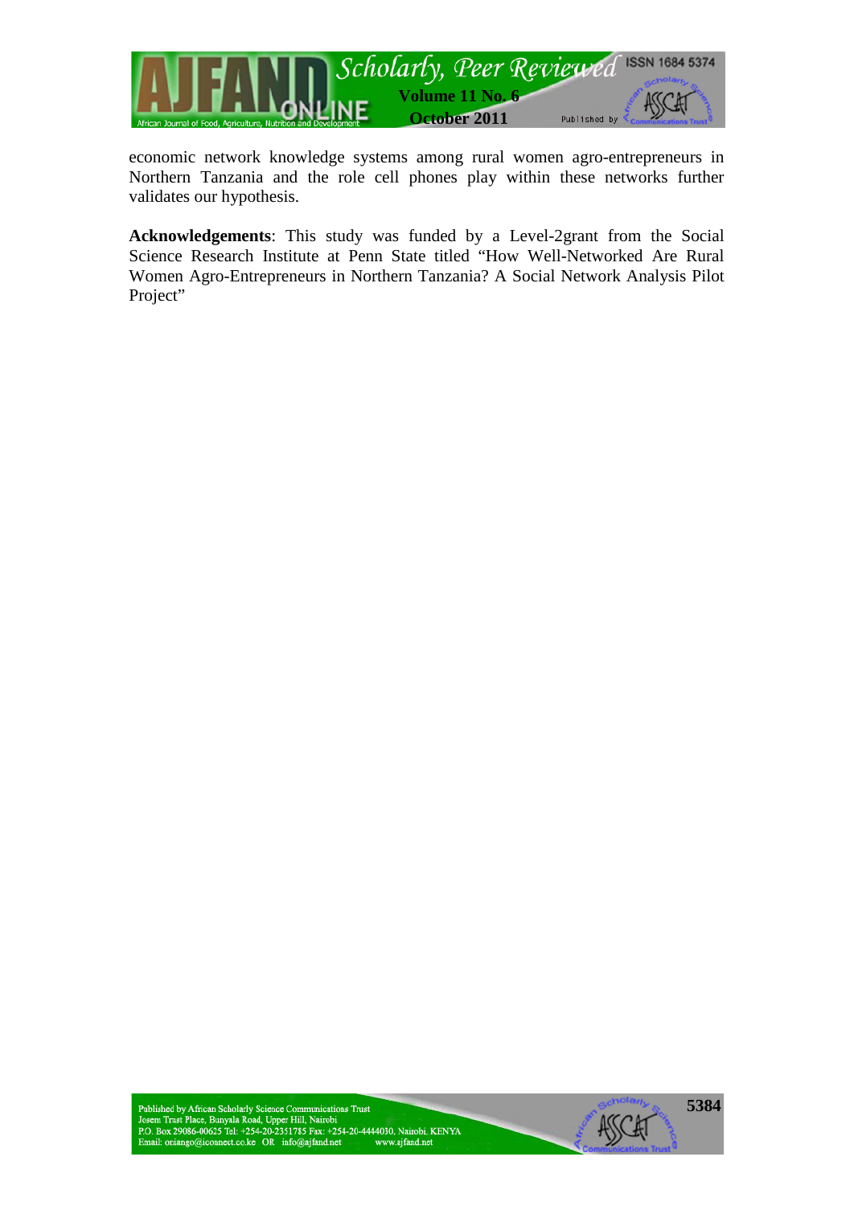economic network knowledge systems among rural women agro-entrepreneurs in Northern Tanzania and the role cell phones play within these networks further validates our hypothesis.

**Acknowledgements**: This study was funded by a Level-2grant from the Social Science Research Institute at Penn State titled "How Well-Networked Are Rural Women Agro-Entrepreneurs in Northern Tanzania? A Social Network Analysis Pilot Project"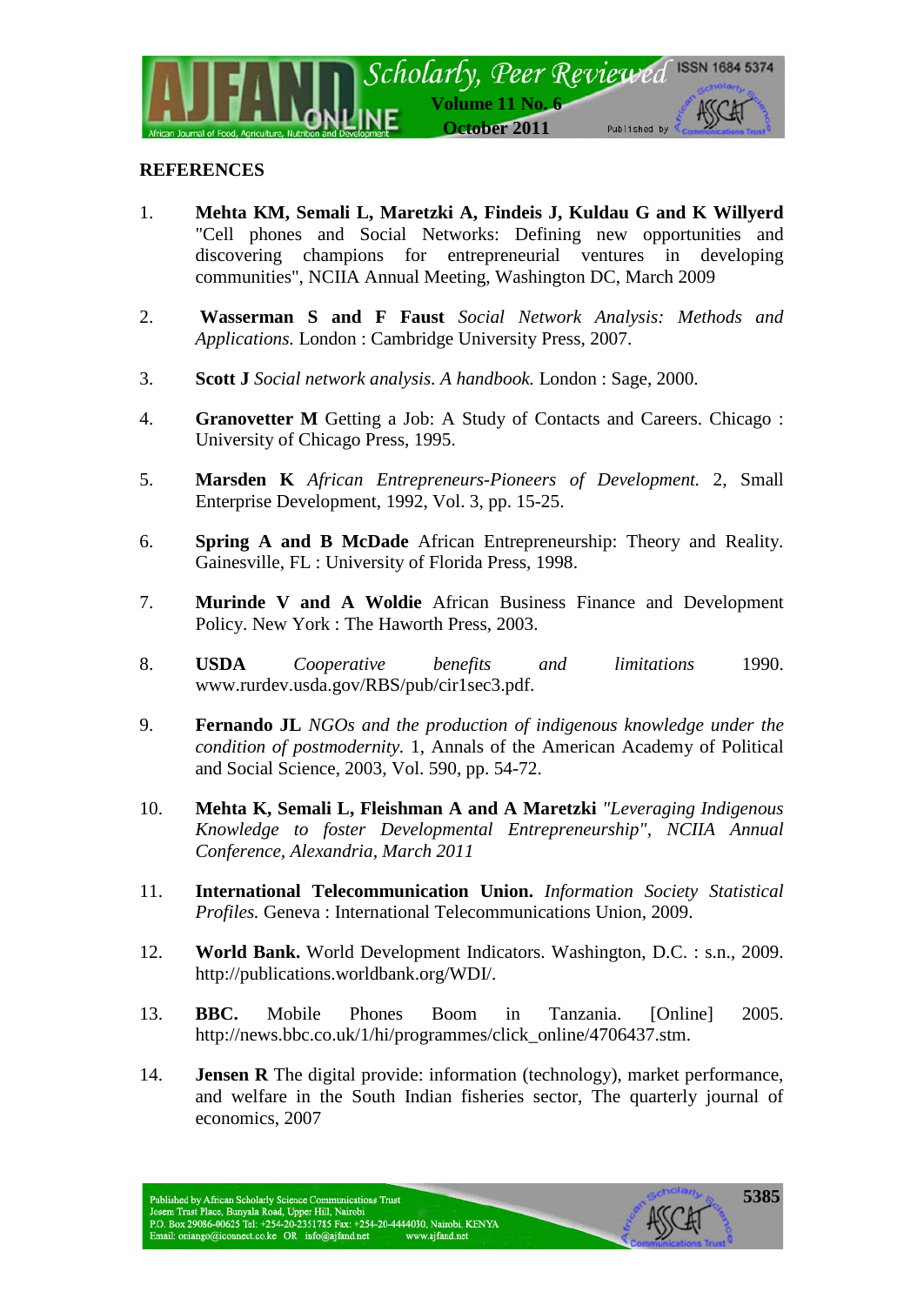## REFERENCES

1. **Mehta KM, Semali L, Maretzki A, Findeis J, Kuldau G and K Willyerd** "Cell phones and Social Networks: Defining new opportunities and discovering champions for entrepreneurial ventures in developing communities", NCIIA Annual Meeting, Washington DC, March 2009

2. **Wasserman S and F Faust** *Social Network Analysis: Methods and Applications.* London : Cambridge University Press, 2007.

3. **Scott J** *Social network analysis. A handbook.* London : Sage, 2000.

4. **Granovetter M** Getting a Job: A Study of Contacts and Careers. Chicago : University of Chicago Press, 1995.

5. **Marsden K** *African Entrepreneurs-Pioneers of Development.* 2, Small Enterprise Development, 1992, Vol. 3, pp. 15-25.

6. **Spring A and B McDade** African Entrepreneurship: Theory and Reality. Gainesville, FL : University of Florida Press, 1998.

7. **Murinde V and A Woldie** African Business Finance and Development Policy. New York : The Haworth Press, 2003.

8. **USDA** *Cooperative benefits and limitations* 1990. www.rurdev.usda.gov/RBS/pub/cir1sec3.pdf.

9. **Fernando JL** *NGOs and the production of indigenous knowledge under the condition of postmodernity.* 1, Annals of the American Academy of Political and Social Science, 2003, Vol. 590, pp. 54-72.

10. **Mehta K, Semali L, Fleishman A and A Maretzki** *"Leveraging Indigenous Knowledge to foster Developmental Entrepreneurship", NCIIA Annual Conference, Alexandria, March 2011*

11. **International Telecommunication Union.** *Information Society Statistical Profiles.* Geneva : International Telecommunications Union, 2009.

12. **World Bank.** World Development Indicators. Washington, D.C. : s.n., 2009. http://publications.worldbank.org/WDI/.

13. **BBC.** Mobile Phones Boom in Tanzania. [Online] 2005. http://news.bbc.co.uk/1/hi/programmes/click_online/4706437.stm.

14. **Jensen R** The digital provide: information (technology), market performance, and welfare in the South Indian fisheries sector, The quarterly journal of economics, 2007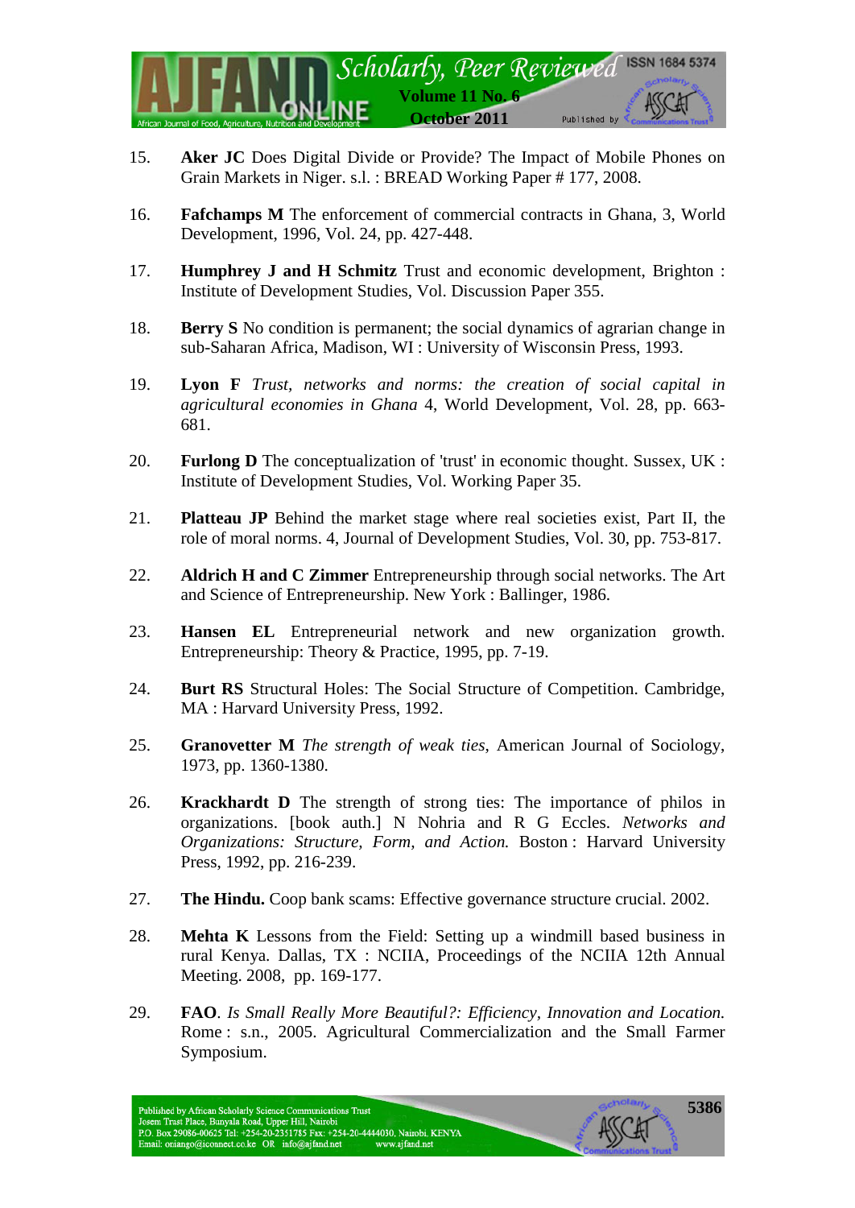15. **Aker JC** Does Digital Divide or Provide? The Impact of Mobile Phones on Grain Markets in Niger. s.l. : BREAD Working Paper # 177, 2008.

16. **Fafchamps M** The enforcement of commercial contracts in Ghana, 3, World Development, 1996, Vol. 24, pp. 427-448.

17. **Humphrey J and H Schmitz** Trust and economic development, Brighton : Institute of Development Studies, Vol. Discussion Paper 355.

18. **Berry S** No condition is permanent; the social dynamics of agrarian change in sub-Saharan Africa, Madison, WI : University of Wisconsin Press, 1993.

19. **Lyon F** *Trust, networks and norms: the creation of social capital in agricultural economies in Ghana* 4, World Development, Vol. 28, pp. 663-681.

20. **Furlong D** The conceptualization of 'trust' in economic thought. Sussex, UK : Institute of Development Studies, Vol. Working Paper 35.

21. **Platteau JP** Behind the market stage where real societies exist, Part II, the role of moral norms. 4, Journal of Development Studies, Vol. 30, pp. 753-817.

22. **Aldrich H and C Zimmer** Entrepreneurship through social networks. The Art and Science of Entrepreneurship. New York : Ballinger, 1986.

23. **Hansen EL** Entrepreneurial network and new organization growth. Entrepreneurship: Theory & Practice, 1995, pp. 7-19.

24. **Burt RS** Structural Holes: The Social Structure of Competition. Cambridge, MA : Harvard University Press, 1992.

25. **Granovetter M** *The strength of weak ties*, American Journal of Sociology, 1973, pp. 1360-1380.

26. **Krackhardt D** The strength of strong ties: The importance of philos in organizations. [book auth.] N Nohria and R G Eccles. *Networks and Organizations: Structure, Form, and Action.* Boston : Harvard University Press, 1992, pp. 216-239.

27. **The Hindu.** Coop bank scams: Effective governance structure crucial. 2002.

28. **Mehta K** Lessons from the Field: Setting up a windmill based business in rural Kenya. Dallas, TX : NCIIA, Proceedings of the NCIIA 12th Annual Meeting. 2008, pp. 169-177.

29. **FAO**. *Is Small Really More Beautiful?: Efficiency, Innovation and Location.* Rome : s.n., 2005. Agricultural Commercialization and the Small Farmer Symposium.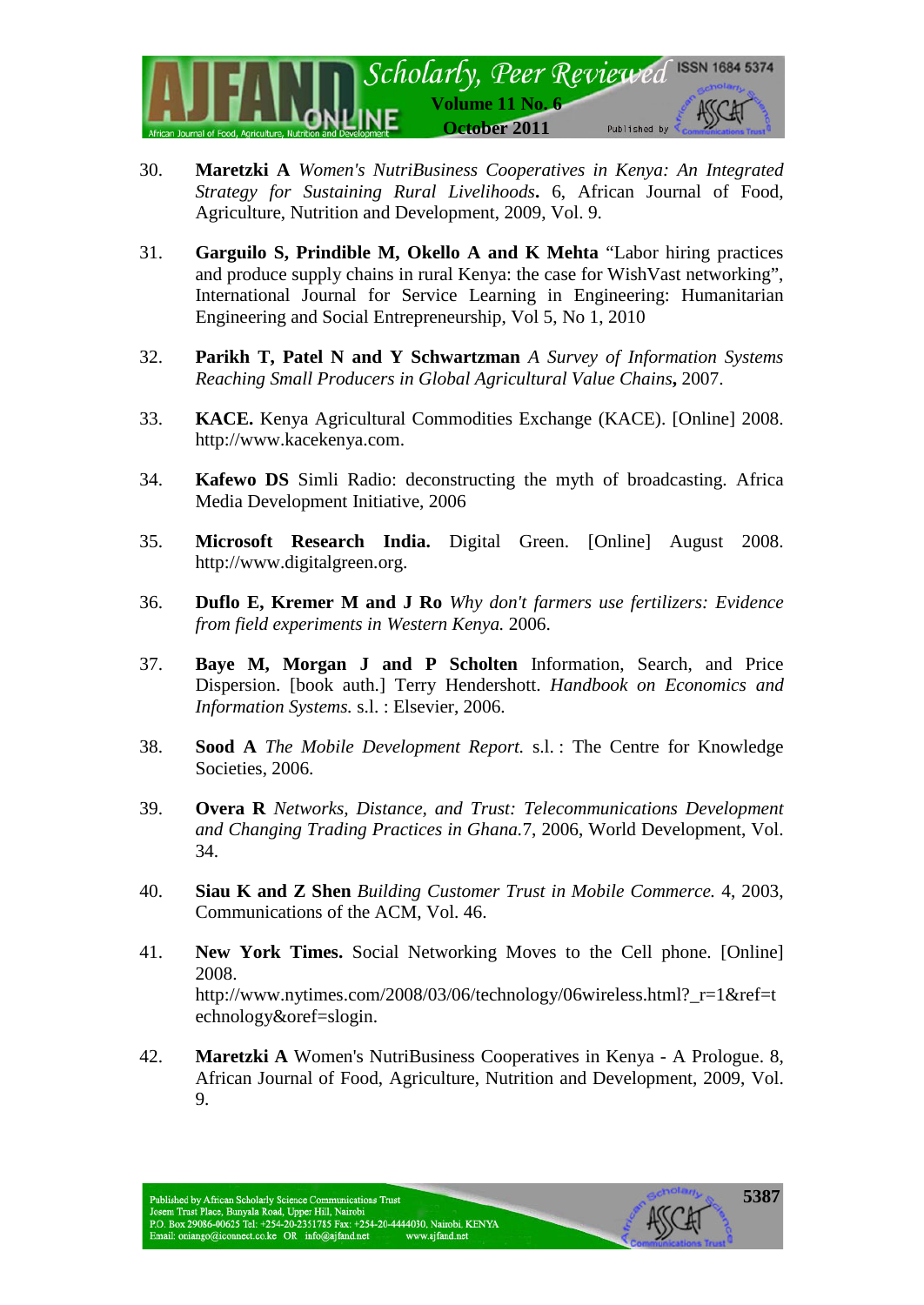30. **Maretzki A** *Women's NutriBusiness Cooperatives in Kenya: An Integrated Strategy for Sustaining Rural Livelihoods***.** 6, African Journal of Food, Agriculture, Nutrition and Development, 2009, Vol. 9.

31. **Garguilo S, Prindible M, Okello A and K Mehta** "Labor hiring practices and produce supply chains in rural Kenya: the case for WishVast networking", International Journal for Service Learning in Engineering: Humanitarian Engineering and Social Entrepreneurship, Vol 5, No 1, 2010

32. **Parikh T, Patel N and Y Schwartzman** *A Survey of Information Systems Reaching Small Producers in Global Agricultural Value Chains***,** 2007.

33. **KACE.** Kenya Agricultural Commodities Exchange (KACE). [Online] 2008. http://www.kacekenya.com.

34. **Kafewo DS** Simli Radio: deconstructing the myth of broadcasting. Africa Media Development Initiative, 2006

35. **Microsoft Research India.** Digital Green. [Online] August 2008. http://www.digitalgreen.org.

36. **Duflo E, Kremer M and J Ro** *Why don't farmers use fertilizers: Evidence from field experiments in Western Kenya.* 2006.

37. **Baye M, Morgan J and P Scholten** Information, Search, and Price Dispersion. [book auth.] Terry Hendershott. *Handbook on Economics and Information Systems.* s.l. : Elsevier, 2006.

38. **Sood A** *The Mobile Development Report.* s.l. : The Centre for Knowledge Societies, 2006.

39. **Overa R** *Networks, Distance, and Trust: Telecommunications Development and Changing Trading Practices in Ghana.*7, 2006, World Development, Vol. 34.

40. **Siau K and Z Shen** *Building Customer Trust in Mobile Commerce.* 4, 2003, Communications of the ACM, Vol. 46.

41. **New York Times.** Social Networking Moves to the Cell phone. [Online] 2008. http://www.nytimes.com/2008/03/06/technology/06wireless.html?_r=1&ref=technology&oref=slogin.

42. **Maretzki A** Women's NutriBusiness Cooperatives in Kenya - A Prologue. 8, African Journal of Food, Agriculture, Nutrition and Development, 2009, Vol. 9.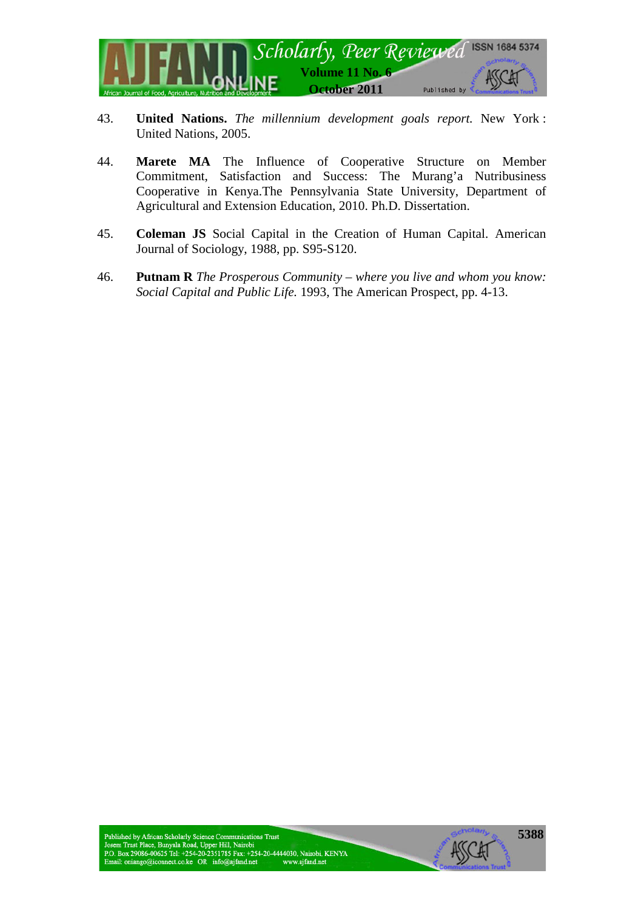43. **United Nations.** *The millennium development goals report.* New York : United Nations, 2005.

44. **Marete MA** The Influence of Cooperative Structure on Member Commitment, Satisfaction and Success: The Murang'a Nutribusiness Cooperative in Kenya.The Pennsylvania State University, Department of Agricultural and Extension Education, 2010. Ph.D. Dissertation.

45. **Coleman JS** Social Capital in the Creation of Human Capital. American Journal of Sociology, 1988, pp. S95-S120.

46. **Putnam R** *The Prosperous Community – where you live and whom you know: Social Capital and Public Life.* 1993, The American Prospect, pp. 4-13.